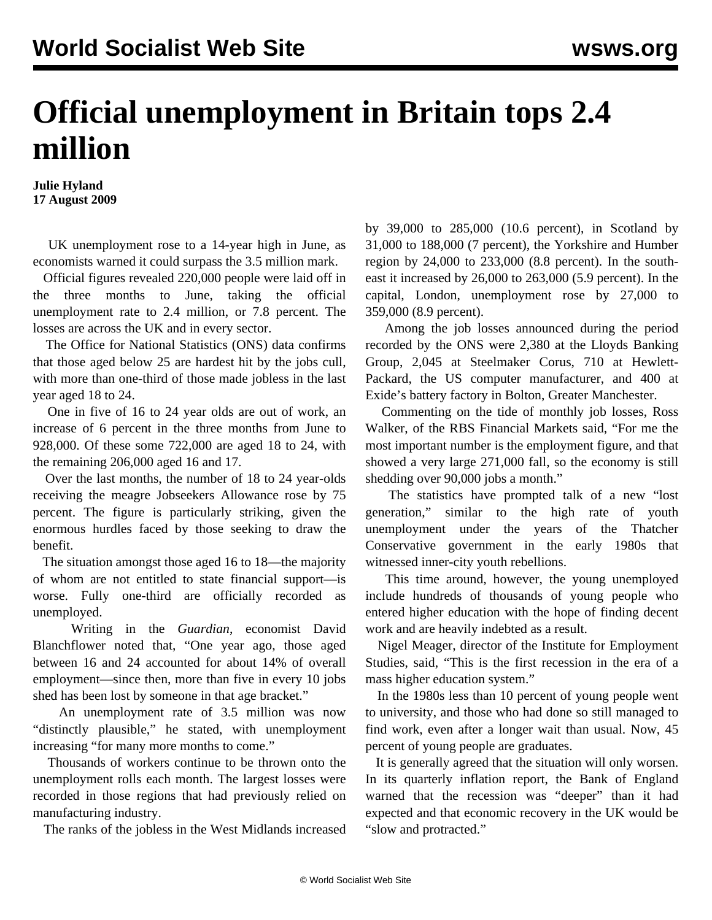# Official unemployment in Britain tops 2.4 million

**Julie Hyland**
**17 August 2009**

UK unemployment rose to a 14-year high in June, as economists warned it could surpass the 3.5 million mark.

Official figures revealed 220,000 people were laid off in the three months to June, taking the official unemployment rate to 2.4 million, or 7.8 percent. The losses are across the UK and in every sector.

The Office for National Statistics (ONS) data confirms that those aged below 25 are hardest hit by the jobs cull, with more than one-third of those made jobless in the last year aged 18 to 24.

One in five of 16 to 24 year olds are out of work, an increase of 6 percent in the three months from June to 928,000. Of these some 722,000 are aged 18 to 24, with the remaining 206,000 aged 16 and 17.

Over the last months, the number of 18 to 24 year-olds receiving the meagre Jobseekers Allowance rose by 75 percent. The figure is particularly striking, given the enormous hurdles faced by those seeking to draw the benefit.

The situation amongst those aged 16 to 18—the majority of whom are not entitled to state financial support—is worse. Fully one-third are officially recorded as unemployed.

Writing in the *Guardian*, economist David Blanchflower noted that, "One year ago, those aged between 16 and 24 accounted for about 14% of overall employment—since then, more than five in every 10 jobs shed has been lost by someone in that age bracket."

An unemployment rate of 3.5 million was now "distinctly plausible," he stated, with unemployment increasing "for many more months to come."

Thousands of workers continue to be thrown onto the unemployment rolls each month. The largest losses were recorded in those regions that had previously relied on manufacturing industry.

The ranks of the jobless in the West Midlands increased by 39,000 to 285,000 (10.6 percent), in Scotland by 31,000 to 188,000 (7 percent), the Yorkshire and Humber region by 24,000 to 233,000 (8.8 percent). In the south-east it increased by 26,000 to 263,000 (5.9 percent). In the capital, London, unemployment rose by 27,000 to 359,000 (8.9 percent).

Among the job losses announced during the period recorded by the ONS were 2,380 at the Lloyds Banking Group, 2,045 at Steelmaker Corus, 710 at Hewlett-Packard, the US computer manufacturer, and 400 at Exide's battery factory in Bolton, Greater Manchester.

Commenting on the tide of monthly job losses, Ross Walker, of the RBS Financial Markets said, "For me the most important number is the employment figure, and that showed a very large 271,000 fall, so the economy is still shedding over 90,000 jobs a month."

The statistics have prompted talk of a new "lost generation," similar to the high rate of youth unemployment under the years of the Thatcher Conservative government in the early 1980s that witnessed inner-city youth rebellions.

This time around, however, the young unemployed include hundreds of thousands of young people who entered higher education with the hope of finding decent work and are heavily indebted as a result.

Nigel Meager, director of the Institute for Employment Studies, said, "This is the first recession in the era of a mass higher education system."

In the 1980s less than 10 percent of young people went to university, and those who had done so still managed to find work, even after a longer wait than usual. Now, 45 percent of young people are graduates.

It is generally agreed that the situation will only worsen. In its quarterly inflation report, the Bank of England warned that the recession was "deeper" than it had expected and that economic recovery in the UK would be "slow and protracted."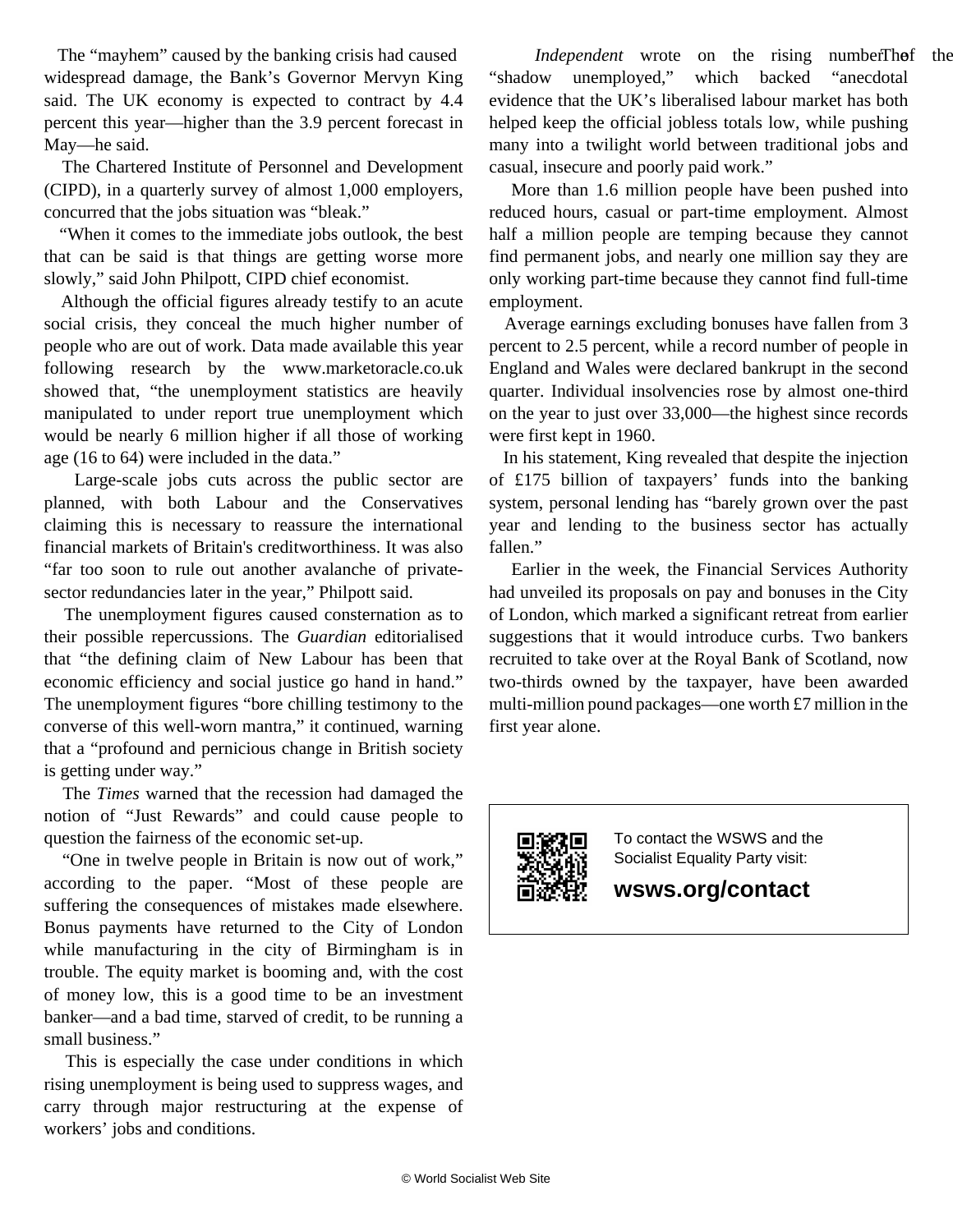The "mayhem" caused by the banking crisis had caused widespread damage, the Bank's Governor Mervyn King said. The UK economy is expected to contract by 4.4 percent this year—higher than the 3.9 percent forecast in May—he said.

The Chartered Institute of Personnel and Development (CIPD), in a quarterly survey of almost 1,000 employers, concurred that the jobs situation was "bleak."

"When it comes to the immediate jobs outlook, the best that can be said is that things are getting worse more slowly," said John Philpott, CIPD chief economist.

Although the official figures already testify to an acute social crisis, they conceal the much higher number of people who are out of work. Data made available this year following research by the www.marketoracle.co.uk showed that, "the unemployment statistics are heavily manipulated to under report true unemployment which would be nearly 6 million higher if all those of working age (16 to 64) were included in the data."

Large-scale jobs cuts across the public sector are planned, with both Labour and the Conservatives claiming this is necessary to reassure the international financial markets of Britain's creditworthiness. It was also "far too soon to rule out another avalanche of private-sector redundancies later in the year," Philpott said.

The unemployment figures caused consternation as to their possible repercussions. The *Guardian* editorialised that "the defining claim of New Labour has been that economic efficiency and social justice go hand in hand." The unemployment figures "bore chilling testimony to the converse of this well-worn mantra," it continued, warning that a "profound and pernicious change in British society is getting under way."

The *Times* warned that the recession had damaged the notion of "Just Rewards" and could cause people to question the fairness of the economic set-up.

"One in twelve people in Britain is now out of work," according to the paper. "Most of these people are suffering the consequences of mistakes made elsewhere. Bonus payments have returned to the City of London while manufacturing in the city of Birmingham is in trouble. The equity market is booming and, with the cost of money low, this is a good time to be an investment banker—and a bad time, starved of credit, to be running a small business."

This is especially the case under conditions in which rising unemployment is being used to suppress wages, and carry through major restructuring at the expense of workers' jobs and conditions.

The *Independent* wrote on the rising number of the "shadow unemployed," which backed "anecdotal evidence that the UK's liberalised labour market has both helped keep the official jobless totals low, while pushing many into a twilight world between traditional jobs and casual, insecure and poorly paid work."

More than 1.6 million people have been pushed into reduced hours, casual or part-time employment. Almost half a million people are temping because they cannot find permanent jobs, and nearly one million say they are only working part-time because they cannot find full-time employment.

Average earnings excluding bonuses have fallen from 3 percent to 2.5 percent, while a record number of people in England and Wales were declared bankrupt in the second quarter. Individual insolvencies rose by almost one-third on the year to just over 33,000—the highest since records were first kept in 1960.

In his statement, King revealed that despite the injection of £175 billion of taxpayers' funds into the banking system, personal lending has "barely grown over the past year and lending to the business sector has actually fallen."

Earlier in the week, the Financial Services Authority had unveiled its proposals on pay and bonuses in the City of London, which marked a significant retreat from earlier suggestions that it would introduce curbs. Two bankers recruited to take over at the Royal Bank of Scotland, now two-thirds owned by the taxpayer, have been awarded multi-million pound packages—one worth £7 million in the first year alone.

To contact the WSWS and the Socialist Equality Party visit:

**wsws.org/contact**